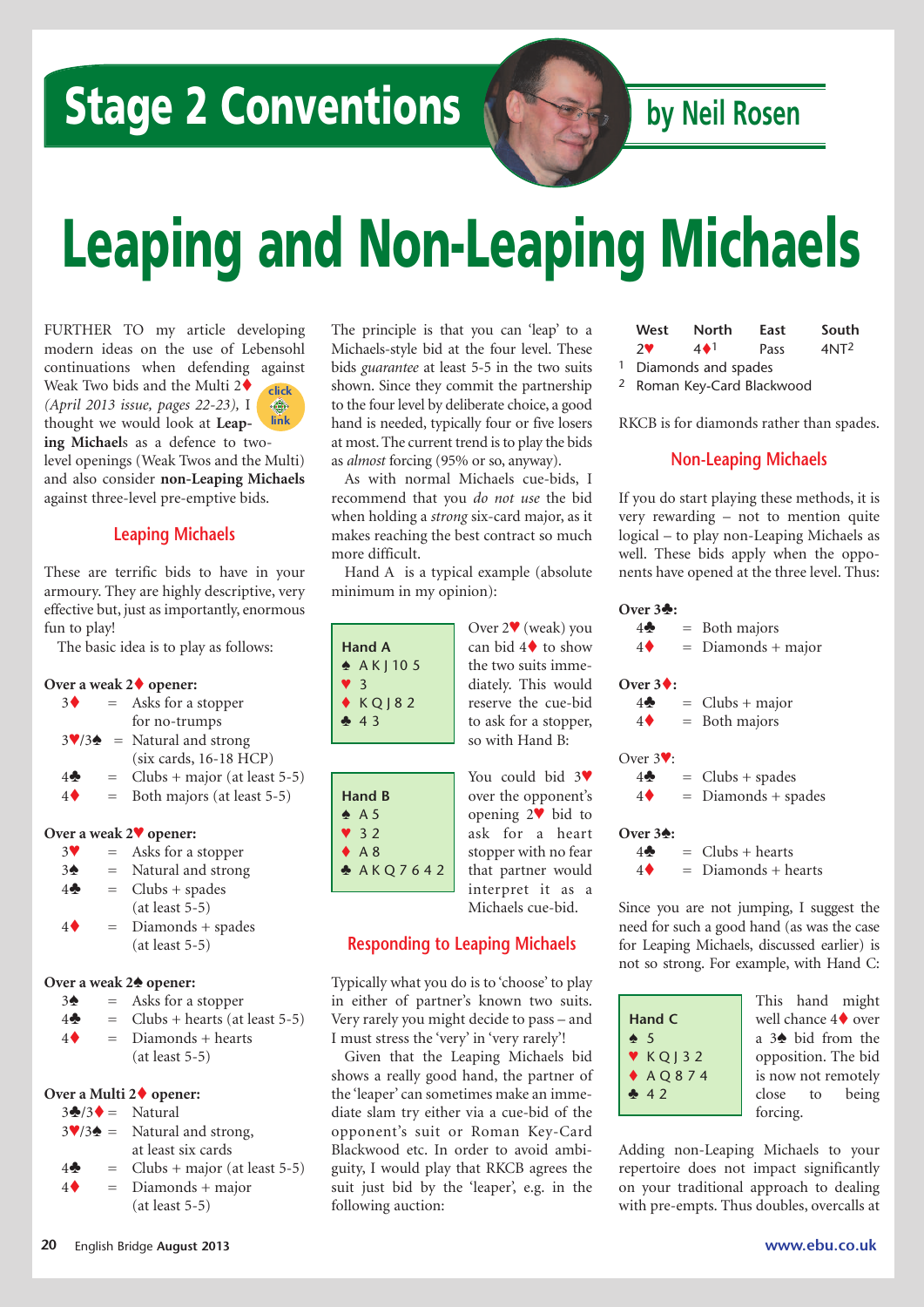# Stage 2 Conventions

by Neil Rosen

# Leaping and Non-Leaping Michaels

FURTHER TO my article developing modern ideas on the use of Lebensohl continuations when defending against Weak Two bids and the Multi 2♦ *(April 2013 issue, pages 22-23),* I thought we would look at **Leaping Michaels** as a defence to two-level openings (Weak Twos and the Multi) and also consider **non-Leaping Michaels** against three-level pre-emptive bids.

## Leaping Michaels

These are terrific bids to have in your armoury. They are highly descriptive, very effective but, just as importantly, enormous fun to play!

The basic idea is to play as follows:

**Over a weak 2♦ opener:**

- 3♦ = Asks for a stopper for no-trumps
- 3♥/3♠ = Natural and strong (six cards, 16-18 HCP)
- 4♣ = Clubs + major (at least 5-5)
- 4♦ = Both majors (at least 5-5)

**Over a weak 2♥ opener:**

- 3♥ = Asks for a stopper
- 3♠ = Natural and strong
- 4♣ = Clubs + spades (at least 5-5)
- 4♦ = Diamonds + spades (at least 5-5)

**Over a weak 2♠ opener:**

- 3♠ = Asks for a stopper
- 4♣ = Clubs + hearts (at least 5-5)
- 4♦ = Diamonds + hearts (at least 5-5)

**Over a Multi 2♦ opener:**

- 3♣/3♦ = Natural
- 3♥/3♠ = Natural and strong, at least six cards
- 4♣ = Clubs + major (at least 5-5)
- 4♦ = Diamonds + major (at least 5-5)

The principle is that you can 'leap' to a Michaels-style bid at the four level. These bids *guarantee* at least 5-5 in the two suits shown. Since they commit the partnership to the four level by deliberate choice, a good hand is needed, typically four or five losers at most. The current trend is to play the bids as *almost* forcing (95% or so, anyway).

As with normal Michaels cue-bids, I recommend that you *do not use* the bid when holding a *strong* six-card major, as it makes reaching the best contract so much more difficult.

Hand A is a typical example (absolute minimum in my opinion):

**Hand A**
♠ A K J 10 5
♥ 3
♦ K Q J 8 2
♣ 4 3

Over 2♥ (weak) you can bid 4♦ to show the two suits immediately. This would reserve the cue-bid to ask for a stopper, so with Hand B:

**Hand B**
♠ A 5
♥ 3 2
♦ A 8
♣ A K Q 7 6 4 2

You could bid 3♥ over the opponent's opening 2♥ bid to ask for a heart stopper with no fear that partner would interpret it as a Michaels cue-bid.

## Responding to Leaping Michaels

Typically what you do is to 'choose' to play in either of partner's known two suits. Very rarely you might decide to pass – and I must stress the 'very' in 'very rarely'!

Given that the Leaping Michaels bid shows a really good hand, the partner of the 'leaper' can sometimes make an immediate slam try either via a cue-bid of the opponent's suit or Roman Key-Card Blackwood etc. In order to avoid ambiguity, I would play that RKCB agrees the suit just bid by the 'leaper', e.g. in the following auction:

| West | North | East | South |
|---|---|---|---|
| 2♥ | 4♦[1] | Pass | 4NT[2] |

[1] Diamonds and spades
[2] Roman Key-Card Blackwood

RKCB is for diamonds rather than spades.

## Non-Leaping Michaels

If you do start playing these methods, it is very rewarding – not to mention quite logical – to play non-Leaping Michaels as well. These bids apply when the opponents have opened at the three level. Thus:

**Over 3♣:**

- 4♣ = Both majors
- 4♦ = Diamonds + major

**Over 3♦:**

- 4♣ = Clubs + major
- 4♦ = Both majors

Over 3♥:

- 4♣ = Clubs + spades
- 4♦ = Diamonds + spades

**Over 3♠:**

- 4♣ = Clubs + hearts
- 4♦ = Diamonds + hearts

Since you are not jumping, I suggest the need for such a good hand (as was the case for Leaping Michaels, discussed earlier) is not so strong. For example, with Hand C:

**Hand C**
♠ 5
♥ K Q J 3 2
♦ A Q 8 7 4
♣ 4 2

This hand might well chance 4♦ over a 3♠ bid from the opposition. The bid is now not remotely close to being forcing.

Adding non-Leaping Michaels to your repertoire does not impact significantly on your traditional approach to dealing with pre-empts. Thus doubles, overcalls at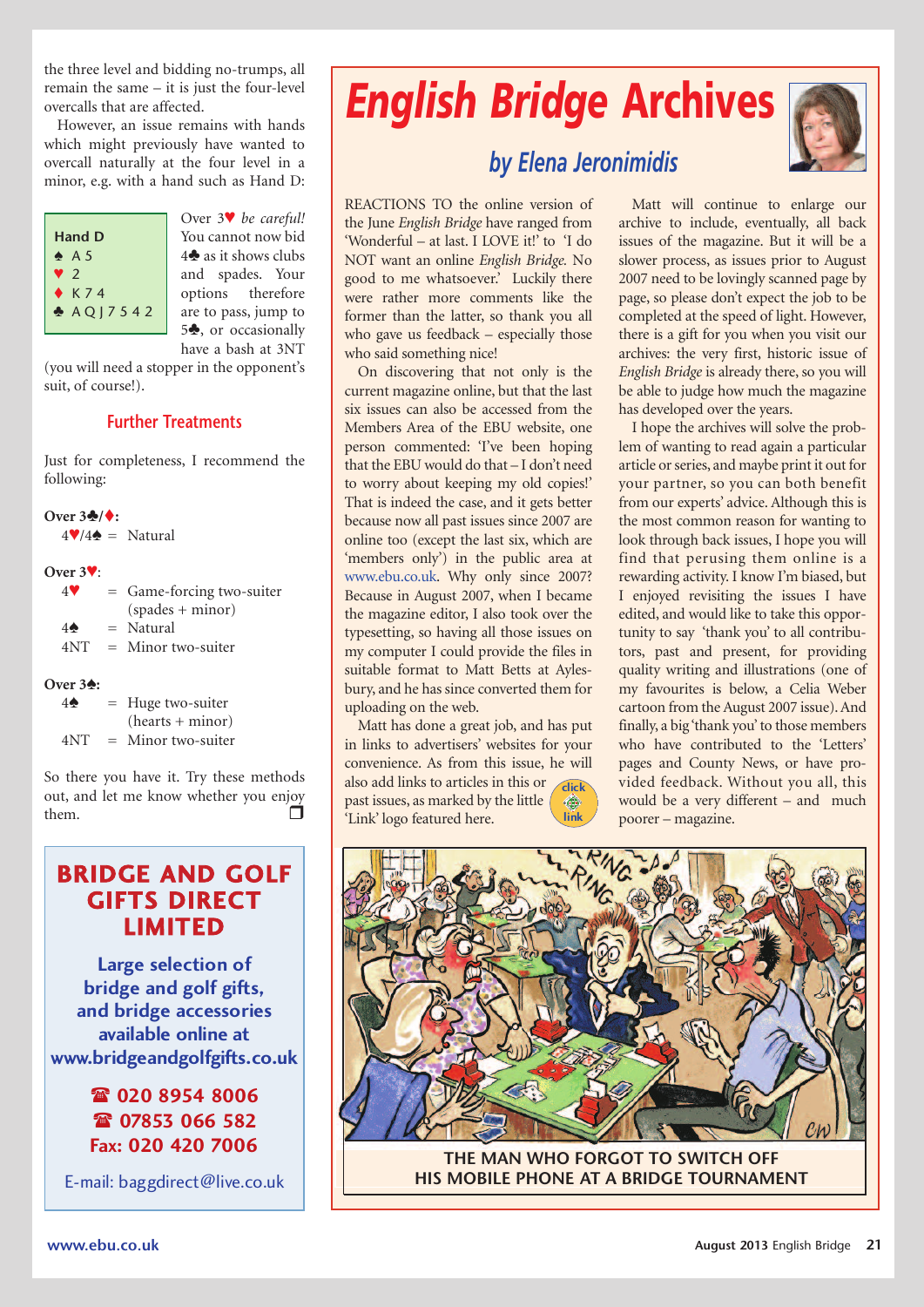the three level and bidding no-trumps, all remain the same – it is just the four-level overcalls that are affected.

However, an issue remains with hands which might previously have wanted to overcall naturally at the four level in a minor, e.g. with a hand such as Hand D:

**Hand D**
♠ A 5
♥ 2
♦ K 7 4
♣ A Q J 7 5 4 2

Over 3♥ *be careful!* You cannot now bid 4♣ as it shows clubs and spades. Your options therefore are to pass, jump to 5♣, or occasionally have a bash at 3NT (you will need a stopper in the opponent's suit, of course!).

### Further Treatments

Just for completeness, I recommend the following:

**Over 3♣/♦:**
4♥/4♠ = Natural

**Over 3♥:**
4♥ = Game-forcing two-suiter (spades + minor)
4♠ = Natural
4NT = Minor two-suiter

**Over 3♠:**
4♠ = Huge two-suiter (hearts + minor)
4NT = Minor two-suiter

So there you have it. Try these methods out, and let me know whether you enjoy them. ❐

**BRIDGE AND GOLF GIFTS DIRECT LIMITED**

**Large selection of bridge and golf gifts, and bridge accessories available online at www.bridgeandgolfgifts.co.uk**

**☎ 020 8954 8006**
**☎ 07853 066 582**
**Fax: 020 420 7006**

E-mail: baggdirect@live.co.uk

# English Bridge Archives

## by Elena Jeronimidis

REACTIONS TO the online version of the June *English Bridge* have ranged from 'Wonderful – at last. I LOVE it!' to 'I do NOT want an online *English Bridge.* No good to me whatsoever.' Luckily there were rather more comments like the former than the latter, so thank you all who gave us feedback – especially those who said something nice!

On discovering that not only is the current magazine online, but that the last six issues can also be accessed from the Members Area of the EBU website, one person commented: 'I've been hoping that the EBU would do that – I don't need to worry about keeping my old copies!' That is indeed the case, and it gets better because now all past issues since 2007 are online too (except the last six, which are 'members only') in the public area at www.ebu.co.uk. Why only since 2007? Because in August 2007, when I became the magazine editor, I also took over the typesetting, so having all those issues on my computer I could provide the files in suitable format to Matt Betts at Aylesbury, and he has since converted them for uploading on the web.

Matt has done a great job, and has put in links to advertisers' websites for your convenience. As from this issue, he will also add links to articles in this or past issues, as marked by the little 'Link' logo featured here.

Matt will continue to enlarge our archive to include, eventually, all back issues of the magazine. But it will be a slower process, as issues prior to August 2007 need to be lovingly scanned page by page, so please don't expect the job to be completed at the speed of light. However, there is a gift for you when you visit our archives: the very first, historic issue of *English Bridge* is already there, so you will be able to judge how much the magazine has developed over the years.

I hope the archives will solve the problem of wanting to read again a particular article or series, and maybe print it out for your partner, so you can both benefit from our experts' advice. Although this is the most common reason for wanting to look through back issues, I hope you will find that perusing them online is a rewarding activity. I know I'm biased, but I enjoyed revisiting the issues I have edited, and would like to take this opportunity to say 'thank you' to all contributors, past and present, for providing quality writing and illustrations (one of my favourites is below, a Celia Weber cartoon from the August 2007 issue). And finally, a big 'thank you' to those members who have contributed to the 'Letters' pages and County News, or have provided feedback. Without you all, this would be a very different – and much poorer – magazine.

THE MAN WHO FORGOT TO SWITCH OFF HIS MOBILE PHONE AT A BRIDGE TOURNAMENT